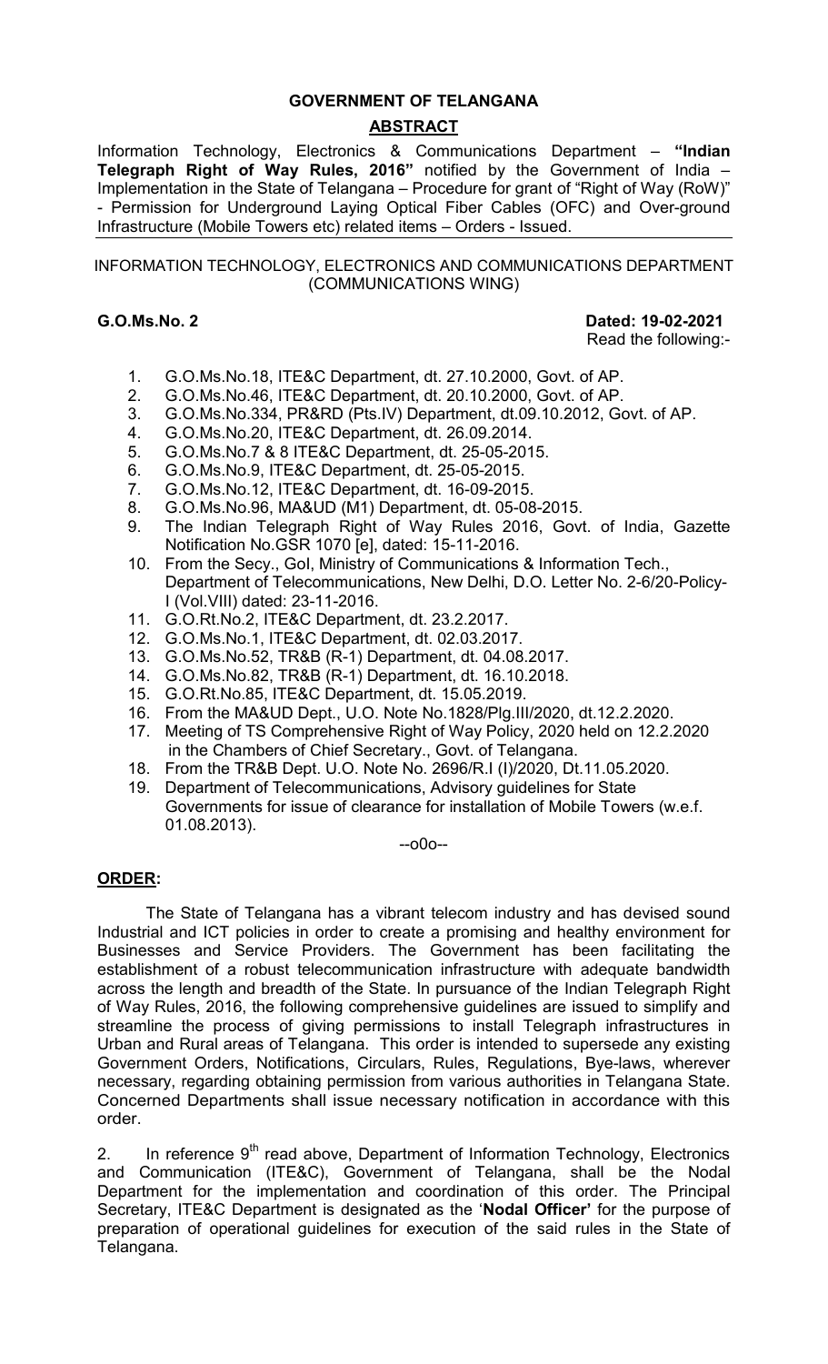# GOVERNMENT OF TELANGANA

## ABSTRACT

Information Technology, Electronics & Communications Department – **"Indian Telegraph Right of Way Rules, 2016"** notified by the Government of India – Implementation in the State of Telangana – Procedure for grant of "Right of Way (RoW)" - Permission for Underground Laying Optical Fiber Cables (OFC) and Over-ground Infrastructure (Mobile Towers etc) related items – Orders - Issued.

---

INFORMATION TECHNOLOGY, ELECTRONICS AND COMMUNICATIONS DEPARTMENT (COMMUNICATIONS WING)

**G.O.Ms.No. 2** **Dated: 19-02-2021**

Read the following:-

1. G.O.Ms.No.18, ITE&C Department, dt. 27.10.2000, Govt. of AP.
2. G.O.Ms.No.46, ITE&C Department, dt. 20.10.2000, Govt. of AP.
3. G.O.Ms.No.334, PR&RD (Pts.IV) Department, dt.09.10.2012, Govt. of AP.
4. G.O.Ms.No.20, ITE&C Department, dt. 26.09.2014.
5. G.O.Ms.No.7 & 8 ITE&C Department, dt. 25-05-2015.
6. G.O.Ms.No.9, ITE&C Department, dt. 25-05-2015.
7. G.O.Ms.No.12, ITE&C Department, dt. 16-09-2015.
8. G.O.Ms.No.96, MA&UD (M1) Department, dt. 05-08-2015.
9. The Indian Telegraph Right of Way Rules 2016, Govt. of India, Gazette Notification No.GSR 1070 [e], dated: 15-11-2016.
10. From the Secy., GoI, Ministry of Communications & Information Tech., Department of Telecommunications, New Delhi, D.O. Letter No. 2-6/20-Policy-I (Vol.VIII) dated: 23-11-2016.
11. G.O.Rt.No.2, ITE&C Department, dt. 23.2.2017.
12. G.O.Ms.No.1, ITE&C Department, dt. 02.03.2017.
13. G.O.Ms.No.52, TR&B (R-1) Department, dt. 04.08.2017.
14. G.O.Ms.No.82, TR&B (R-1) Department, dt. 16.10.2018.
15. G.O.Rt.No.85, ITE&C Department, dt. 15.05.2019.
16. From the MA&UD Dept., U.O. Note No.1828/Plg.III/2020, dt.12.2.2020.
17. Meeting of TS Comprehensive Right of Way Policy, 2020 held on 12.2.2020 in the Chambers of Chief Secretary., Govt. of Telangana.
18. From the TR&B Dept. U.O. Note No. 2696/R.I (I)/2020, Dt.11.05.2020.
19. Department of Telecommunications, Advisory guidelines for State Governments for issue of clearance for installation of Mobile Towers (w.e.f. 01.08.2013).

--o0o--

## ORDER:

The State of Telangana has a vibrant telecom industry and has devised sound Industrial and ICT policies in order to create a promising and healthy environment for Businesses and Service Providers. The Government has been facilitating the establishment of a robust telecommunication infrastructure with adequate bandwidth across the length and breadth of the State. In pursuance of the Indian Telegraph Right of Way Rules, 2016, the following comprehensive guidelines are issued to simplify and streamline the process of giving permissions to install Telegraph infrastructures in Urban and Rural areas of Telangana. This order is intended to supersede any existing Government Orders, Notifications, Circulars, Rules, Regulations, Bye-laws, wherever necessary, regarding obtaining permission from various authorities in Telangana State. Concerned Departments shall issue necessary notification in accordance with this order.

2. In reference 9th read above, Department of Information Technology, Electronics and Communication (ITE&C), Government of Telangana, shall be the Nodal Department for the implementation and coordination of this order. The Principal Secretary, ITE&C Department is designated as the '**Nodal Officer'** for the purpose of preparation of operational guidelines for execution of the said rules in the State of Telangana.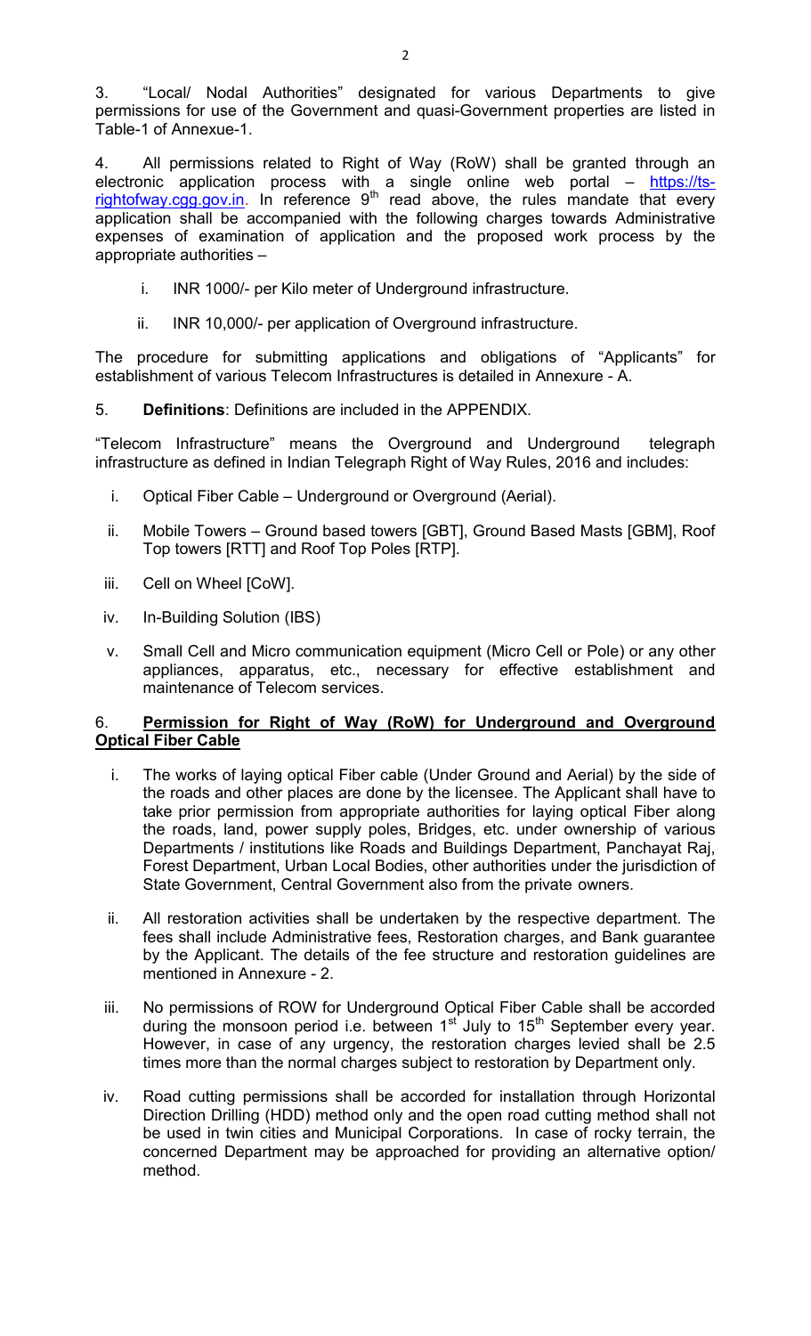3. "Local/ Nodal Authorities" designated for various Departments to give permissions for use of the Government and quasi-Government properties are listed in Table-1 of Annexue-1.

4. All permissions related to Right of Way (RoW) shall be granted through an electronic application process with a single online web portal – https://ts-rightofway.cgg.gov.in. In reference 9th read above, the rules mandate that every application shall be accompanied with the following charges towards Administrative expenses of examination of application and the proposed work process by the appropriate authorities –

i. INR 1000/- per Kilo meter of Underground infrastructure.

ii. INR 10,000/- per application of Overground infrastructure.

The procedure for submitting applications and obligations of "Applicants" for establishment of various Telecom Infrastructures is detailed in Annexure - A.

5. **Definitions**: Definitions are included in the APPENDIX.

"Telecom Infrastructure" means the Overground and Underground telegraph infrastructure as defined in Indian Telegraph Right of Way Rules, 2016 and includes:

i. Optical Fiber Cable – Underground or Overground (Aerial).

ii. Mobile Towers – Ground based towers [GBT], Ground Based Masts [GBM], Roof Top towers [RTT] and Roof Top Poles [RTP].

iii. Cell on Wheel [CoW].

iv. In-Building Solution (IBS)

v. Small Cell and Micro communication equipment (Micro Cell or Pole) or any other appliances, apparatus, etc., necessary for effective establishment and maintenance of Telecom services.

6. **Permission for Right of Way (RoW) for Underground and Overground Optical Fiber Cable**

i. The works of laying optical Fiber cable (Under Ground and Aerial) by the side of the roads and other places are done by the licensee. The Applicant shall have to take prior permission from appropriate authorities for laying optical Fiber along the roads, land, power supply poles, Bridges, etc. under ownership of various Departments / institutions like Roads and Buildings Department, Panchayat Raj, Forest Department, Urban Local Bodies, other authorities under the jurisdiction of State Government, Central Government also from the private owners.

ii. All restoration activities shall be undertaken by the respective department. The fees shall include Administrative fees, Restoration charges, and Bank guarantee by the Applicant. The details of the fee structure and restoration guidelines are mentioned in Annexure - 2.

iii. No permissions of ROW for Underground Optical Fiber Cable shall be accorded during the monsoon period i.e. between 1st July to 15th September every year. However, in case of any urgency, the restoration charges levied shall be 2.5 times more than the normal charges subject to restoration by Department only.

iv. Road cutting permissions shall be accorded for installation through Horizontal Direction Drilling (HDD) method only and the open road cutting method shall not be used in twin cities and Municipal Corporations. In case of rocky terrain, the concerned Department may be approached for providing an alternative option/ method.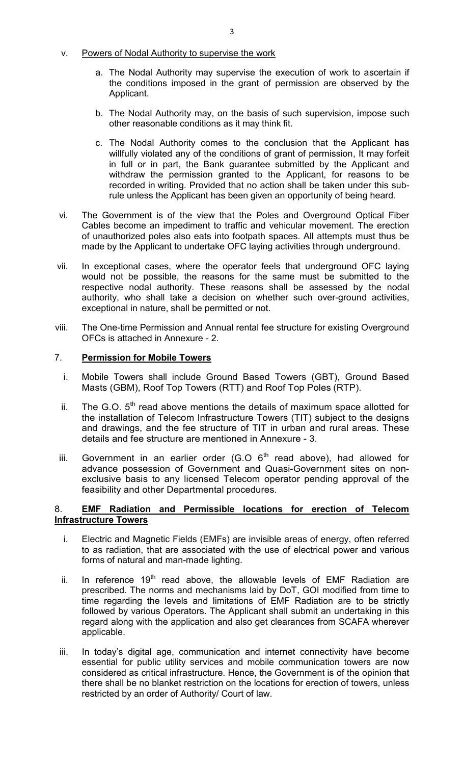v. Powers of Nodal Authority to supervise the work

   a. The Nodal Authority may supervise the execution of work to ascertain if the conditions imposed in the grant of permission are observed by the Applicant.

   b. The Nodal Authority may, on the basis of such supervision, impose such other reasonable conditions as it may think fit.

   c. The Nodal Authority comes to the conclusion that the Applicant has willfully violated any of the conditions of grant of permission, It may forfeit in full or in part, the Bank guarantee submitted by the Applicant and withdraw the permission granted to the Applicant, for reasons to be recorded in writing. Provided that no action shall be taken under this sub-rule unless the Applicant has been given an opportunity of being heard.

vi. The Government is of the view that the Poles and Overground Optical Fiber Cables become an impediment to traffic and vehicular movement. The erection of unauthorized poles also eats into footpath spaces. All attempts must thus be made by the Applicant to undertake OFC laying activities through underground.

vii. In exceptional cases, where the operator feels that underground OFC laying would not be possible, the reasons for the same must be submitted to the respective nodal authority. These reasons shall be assessed by the nodal authority, who shall take a decision on whether such over-ground activities, exceptional in nature, shall be permitted or not.

viii. The One-time Permission and Annual rental fee structure for existing Overground OFCs is attached in Annexure - 2.

## 7. **Permission for Mobile Towers**

i. Mobile Towers shall include Ground Based Towers (GBT), Ground Based Masts (GBM), Roof Top Towers (RTT) and Roof Top Poles (RTP).

ii. The G.O. 5th read above mentions the details of maximum space allotted for the installation of Telecom Infrastructure Towers (TIT) subject to the designs and drawings, and the fee structure of TIT in urban and rural areas. These details and fee structure are mentioned in Annexure - 3.

iii. Government in an earlier order (G.O 6th read above), had allowed for advance possession of Government and Quasi-Government sites on non-exclusive basis to any licensed Telecom operator pending approval of the feasibility and other Departmental procedures.

## 8. **EMF Radiation and Permissible locations for erection of Telecom Infrastructure Towers**

i. Electric and Magnetic Fields (EMFs) are invisible areas of energy, often referred to as radiation, that are associated with the use of electrical power and various forms of natural and man-made lighting.

ii. In reference 19th read above, the allowable levels of EMF Radiation are prescribed. The norms and mechanisms laid by DoT, GOI modified from time to time regarding the levels and limitations of EMF Radiation are to be strictly followed by various Operators. The Applicant shall submit an undertaking in this regard along with the application and also get clearances from SCAFA wherever applicable.

iii. In today's digital age, communication and internet connectivity have become essential for public utility services and mobile communication towers are now considered as critical infrastructure. Hence, the Government is of the opinion that there shall be no blanket restriction on the locations for erection of towers, unless restricted by an order of Authority/ Court of law.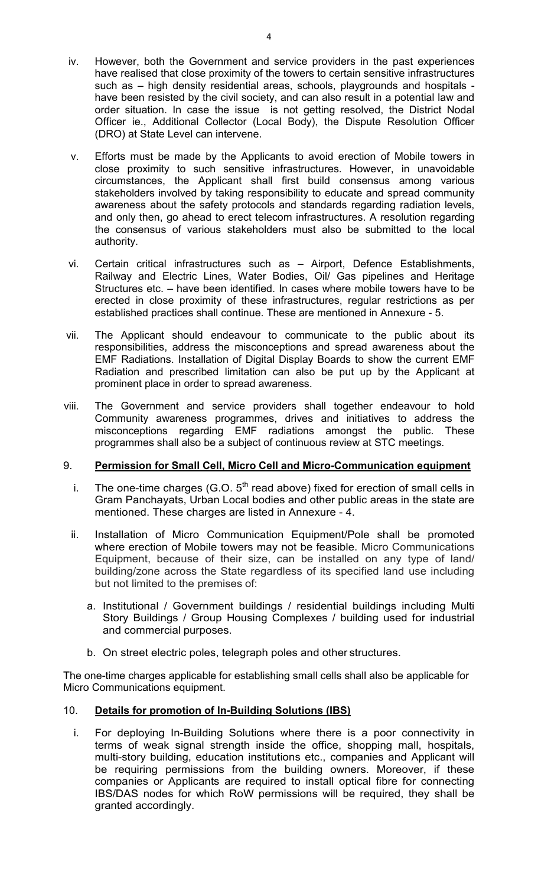iv. However, both the Government and service providers in the past experiences have realised that close proximity of the towers to certain sensitive infrastructures such as – high density residential areas, schools, playgrounds and hospitals - have been resisted by the civil society, and can also result in a potential law and order situation. In case the issue is not getting resolved, the District Nodal Officer ie., Additional Collector (Local Body), the Dispute Resolution Officer (DRO) at State Level can intervene.

v. Efforts must be made by the Applicants to avoid erection of Mobile towers in close proximity to such sensitive infrastructures. However, in unavoidable circumstances, the Applicant shall first build consensus among various stakeholders involved by taking responsibility to educate and spread community awareness about the safety protocols and standards regarding radiation levels, and only then, go ahead to erect telecom infrastructures. A resolution regarding the consensus of various stakeholders must also be submitted to the local authority.

vi. Certain critical infrastructures such as – Airport, Defence Establishments, Railway and Electric Lines, Water Bodies, Oil/ Gas pipelines and Heritage Structures etc. – have been identified. In cases where mobile towers have to be erected in close proximity of these infrastructures, regular restrictions as per established practices shall continue. These are mentioned in Annexure - 5.

vii. The Applicant should endeavour to communicate to the public about its responsibilities, address the misconceptions and spread awareness about the EMF Radiations. Installation of Digital Display Boards to show the current EMF Radiation and prescribed limitation can also be put up by the Applicant at prominent place in order to spread awareness.

viii. The Government and service providers shall together endeavour to hold Community awareness programmes, drives and initiatives to address the misconceptions regarding EMF radiations amongst the public. These programmes shall also be a subject of continuous review at STC meetings.

## 9. **Permission for Small Cell, Micro Cell and Micro-Communication equipment**

i. The one-time charges (G.O. 5th read above) fixed for erection of small cells in Gram Panchayats, Urban Local bodies and other public areas in the state are mentioned. These charges are listed in Annexure - 4.

ii. Installation of Micro Communication Equipment/Pole shall be promoted where erection of Mobile towers may not be feasible. Micro Communications Equipment, because of their size, can be installed on any type of land/ building/zone across the State regardless of its specified land use including but not limited to the premises of:

   a. Institutional / Government buildings / residential buildings including Multi Story Buildings / Group Housing Complexes / building used for industrial and commercial purposes.

   b. On street electric poles, telegraph poles and other structures.

The one-time charges applicable for establishing small cells shall also be applicable for Micro Communications equipment.

## 10. **Details for promotion of In-Building Solutions (IBS)**

i. For deploying In-Building Solutions where there is a poor connectivity in terms of weak signal strength inside the office, shopping mall, hospitals, multi-story building, education institutions etc., companies and Applicant will be requiring permissions from the building owners. Moreover, if these companies or Applicants are required to install optical fibre for connecting IBS/DAS nodes for which RoW permissions will be required, they shall be granted accordingly.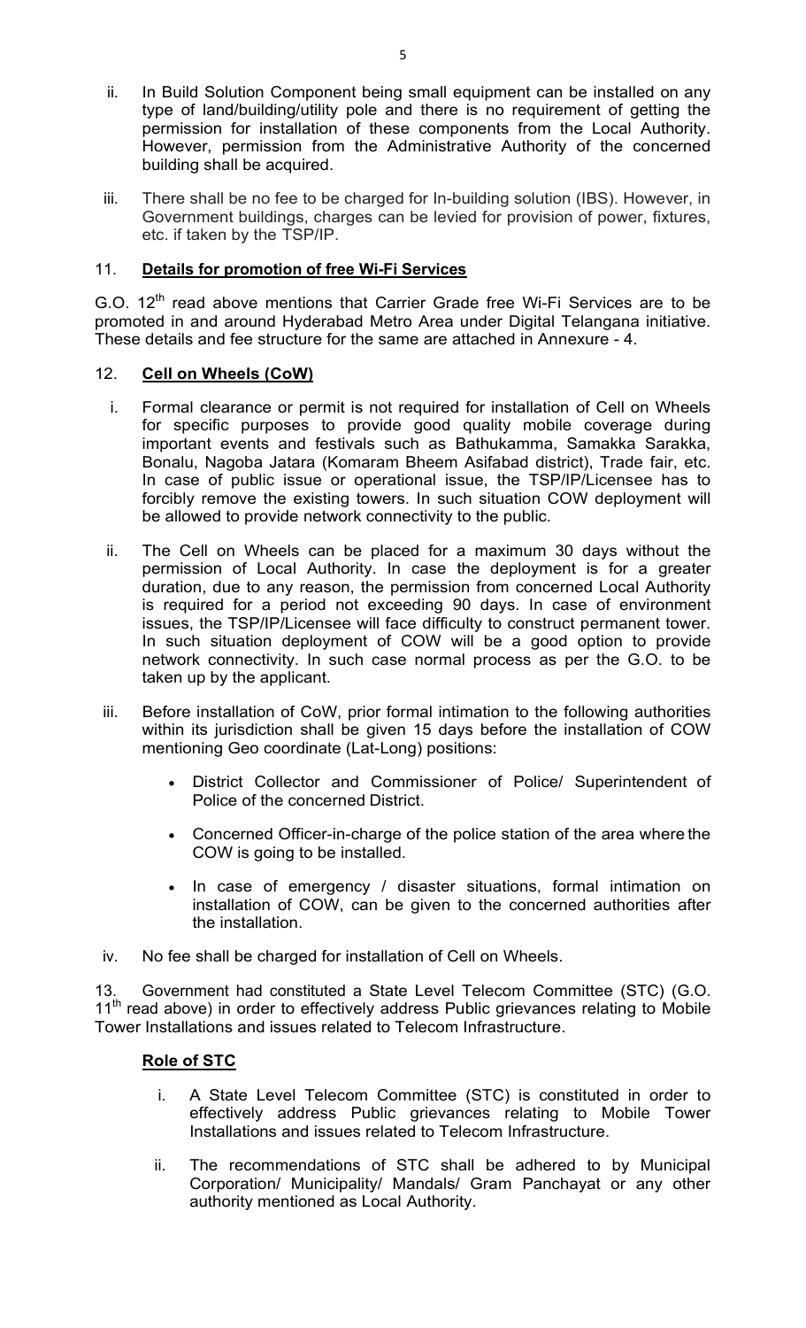ii. In Build Solution Component being small equipment can be installed on any type of land/building/utility pole and there is no requirement of getting the permission for installation of these components from the Local Authority. However, permission from the Administrative Authority of the concerned building shall be acquired.

iii. There shall be no fee to be charged for In-building solution (IBS). However, in Government buildings, charges can be levied for provision of power, fixtures, etc. if taken by the TSP/IP.

11. **Details for promotion of free Wi-Fi Services**

G.O. 12th read above mentions that Carrier Grade free Wi-Fi Services are to be promoted in and around Hyderabad Metro Area under Digital Telangana initiative. These details and fee structure for the same are attached in Annexure - 4.

12. **Cell on Wheels (CoW)**

i. Formal clearance or permit is not required for installation of Cell on Wheels for specific purposes to provide good quality mobile coverage during important events and festivals such as Bathukamma, Samakka Sarakka, Bonalu, Nagoba Jatara (Komaram Bheem Asifabad district), Trade fair, etc. In case of public issue or operational issue, the TSP/IP/Licensee has to forcibly remove the existing towers. In such situation COW deployment will be allowed to provide network connectivity to the public.

ii. The Cell on Wheels can be placed for a maximum 30 days without the permission of Local Authority. In case the deployment is for a greater duration, due to any reason, the permission from concerned Local Authority is required for a period not exceeding 90 days. In case of environment issues, the TSP/IP/Licensee will face difficulty to construct permanent tower. In such situation deployment of COW will be a good option to provide network connectivity. In such case normal process as per the G.O. to be taken up by the applicant.

iii. Before installation of CoW, prior formal intimation to the following authorities within its jurisdiction shall be given 15 days before the installation of COW mentioning Geo coordinate (Lat-Long) positions:

- District Collector and Commissioner of Police/ Superintendent of Police of the concerned District.
- Concerned Officer-in-charge of the police station of the area where the COW is going to be installed.
- In case of emergency / disaster situations, formal intimation on installation of COW, can be given to the concerned authorities after the installation.

iv. No fee shall be charged for installation of Cell on Wheels.

13. Government had constituted a State Level Telecom Committee (STC) (G.O. 11th read above) in order to effectively address Public grievances relating to Mobile Tower Installations and issues related to Telecom Infrastructure.

**Role of STC**

i. A State Level Telecom Committee (STC) is constituted in order to effectively address Public grievances relating to Mobile Tower Installations and issues related to Telecom Infrastructure.

ii. The recommendations of STC shall be adhered to by Municipal Corporation/ Municipality/ Mandals/ Gram Panchayat or any other authority mentioned as Local Authority.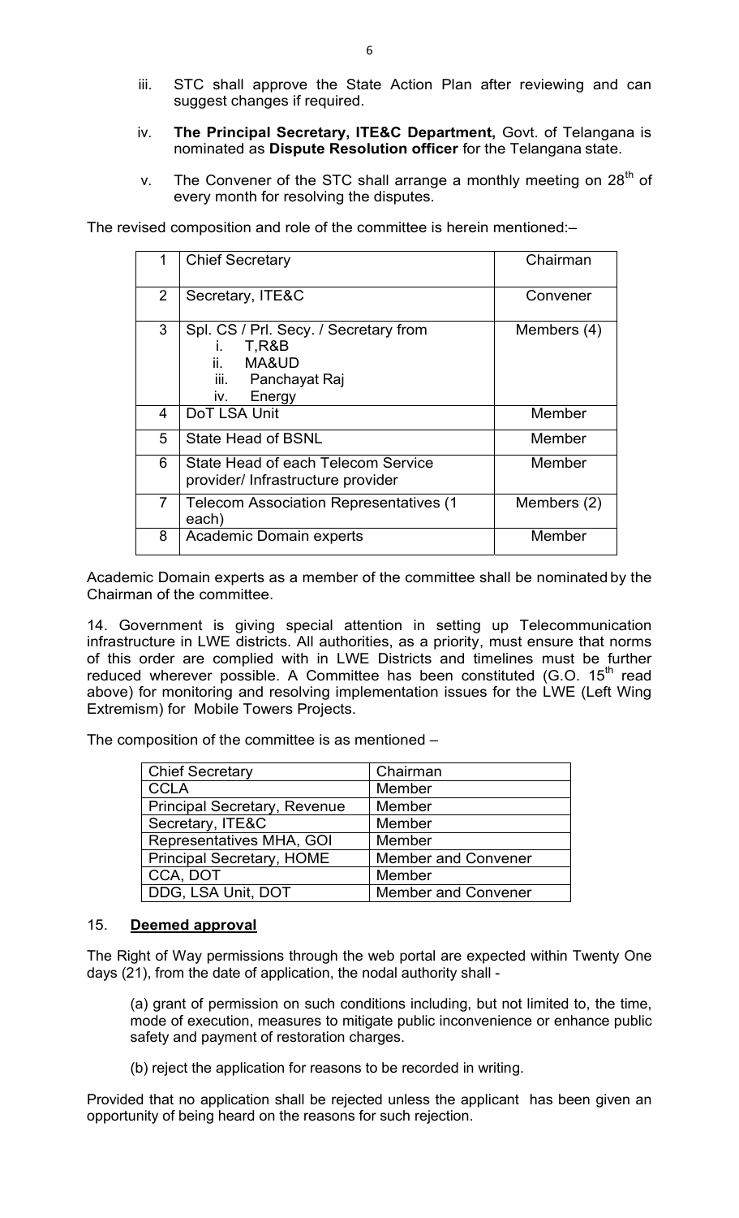iii. STC shall approve the State Action Plan after reviewing and can suggest changes if required.

iv. **The Principal Secretary, ITE&C Department,** Govt. of Telangana is nominated as **Dispute Resolution officer** for the Telangana state.

v. The Convener of the STC shall arrange a monthly meeting on 28th of every month for resolving the disputes.

The revised composition and role of the committee is herein mentioned:–

| 1 | Chief Secretary | Chairman |
|---|---|---|
| 2 | Secretary, ITE&C | Convener |
| 3 | Spl. CS / Prl. Secy. / Secretary from<br>i. T,R&B<br>ii. MA&UD<br>iii. Panchayat Raj<br>iv. Energy | Members (4) |
| 4 | DoT LSA Unit | Member |
| 5 | State Head of BSNL | Member |
| 6 | State Head of each Telecom Service provider/ Infrastructure provider | Member |
| 7 | Telecom Association Representatives (1 each) | Members (2) |
| 8 | Academic Domain experts | Member |

Academic Domain experts as a member of the committee shall be nominated by the Chairman of the committee.

14. Government is giving special attention in setting up Telecommunication infrastructure in LWE districts. All authorities, as a priority, must ensure that norms of this order are complied with in LWE Districts and timelines must be further reduced wherever possible. A Committee has been constituted (G.O. 15th read above) for monitoring and resolving implementation issues for the LWE (Left Wing Extremism) for Mobile Towers Projects.

The composition of the committee is as mentioned –

| Chief Secretary | Chairman |
|---|---|
| CCLA | Member |
| Principal Secretary, Revenue | Member |
| Secretary, ITE&C | Member |
| Representatives MHA, GOI | Member |
| Principal Secretary, HOME | Member and Convener |
| CCA, DOT | Member |
| DDG, LSA Unit, DOT | Member and Convener |

15. **Deemed approval**

The Right of Way permissions through the web portal are expected within Twenty One days (21), from the date of application, the nodal authority shall -

(a) grant of permission on such conditions including, but not limited to, the time, mode of execution, measures to mitigate public inconvenience or enhance public safety and payment of restoration charges.

(b) reject the application for reasons to be recorded in writing.

Provided that no application shall be rejected unless the applicant has been given an opportunity of being heard on the reasons for such rejection.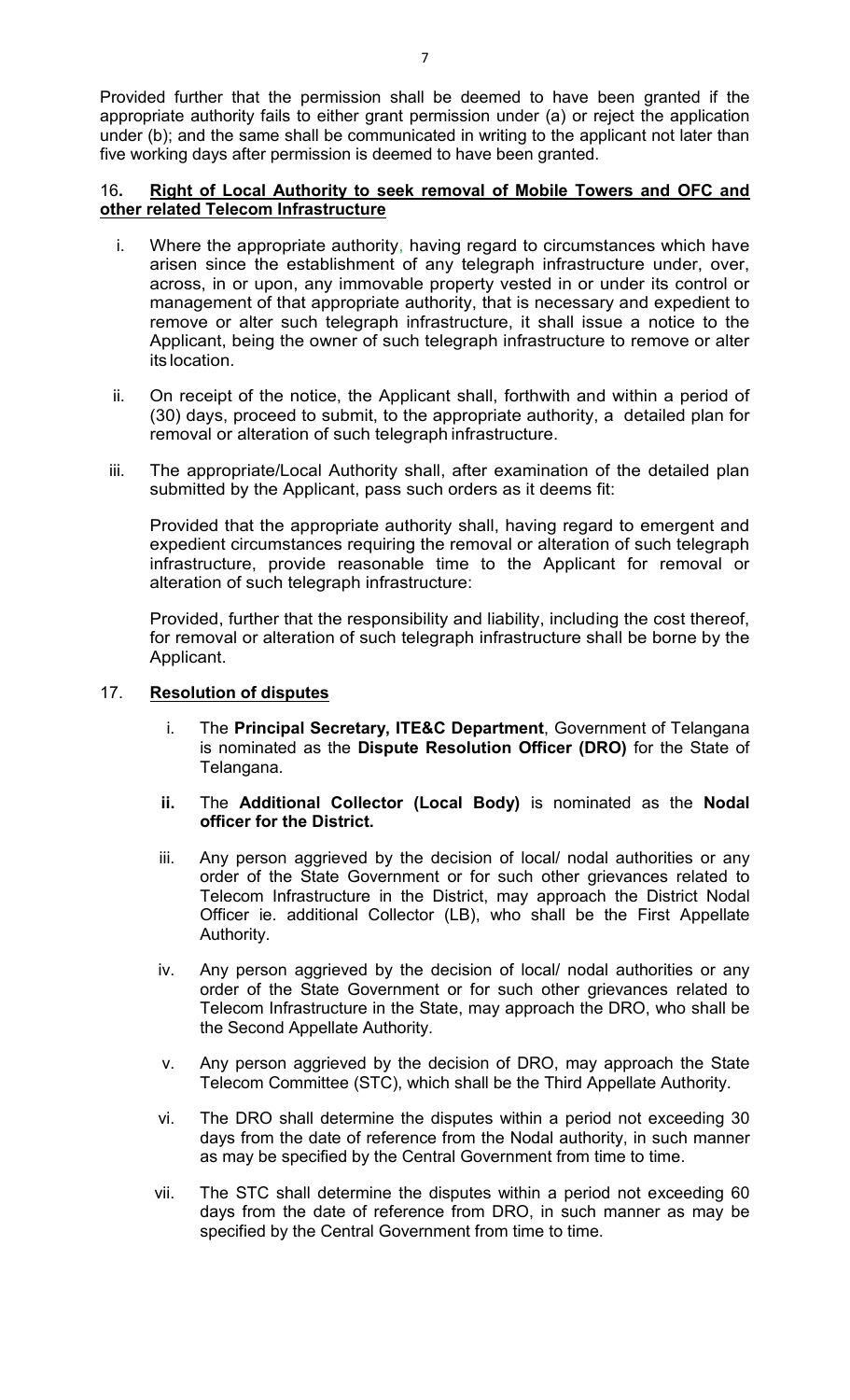Provided further that the permission shall be deemed to have been granted if the appropriate authority fails to either grant permission under (a) or reject the application under (b); and the same shall be communicated in writing to the applicant not later than five working days after permission is deemed to have been granted.

### 16. Right of Local Authority to seek removal of Mobile Towers and OFC and other related Telecom Infrastructure

i. Where the appropriate authority, having regard to circumstances which have arisen since the establishment of any telegraph infrastructure under, over, across, in or upon, any immovable property vested in or under its control or management of that appropriate authority, that is necessary and expedient to remove or alter such telegraph infrastructure, it shall issue a notice to the Applicant, being the owner of such telegraph infrastructure to remove or alter its location.

ii. On receipt of the notice, the Applicant shall, forthwith and within a period of (30) days, proceed to submit, to the appropriate authority, a detailed plan for removal or alteration of such telegraph infrastructure.

iii. The appropriate/Local Authority shall, after examination of the detailed plan submitted by the Applicant, pass such orders as it deems fit:

Provided that the appropriate authority shall, having regard to emergent and expedient circumstances requiring the removal or alteration of such telegraph infrastructure, provide reasonable time to the Applicant for removal or alteration of such telegraph infrastructure:

Provided, further that the responsibility and liability, including the cost thereof, for removal or alteration of such telegraph infrastructure shall be borne by the Applicant.

### 17. Resolution of disputes

i. The **Principal Secretary, ITE&C Department**, Government of Telangana is nominated as the **Dispute Resolution Officer (DRO)** for the State of Telangana.

**ii.** The **Additional Collector (Local Body)** is nominated as the **Nodal officer for the District.**

iii. Any person aggrieved by the decision of local/ nodal authorities or any order of the State Government or for such other grievances related to Telecom Infrastructure in the District, may approach the District Nodal Officer ie. additional Collector (LB), who shall be the First Appellate Authority.

iv. Any person aggrieved by the decision of local/ nodal authorities or any order of the State Government or for such other grievances related to Telecom Infrastructure in the State, may approach the DRO, who shall be the Second Appellate Authority.

v. Any person aggrieved by the decision of DRO, may approach the State Telecom Committee (STC), which shall be the Third Appellate Authority.

vi. The DRO shall determine the disputes within a period not exceeding 30 days from the date of reference from the Nodal authority, in such manner as may be specified by the Central Government from time to time.

vii. The STC shall determine the disputes within a period not exceeding 60 days from the date of reference from DRO, in such manner as may be specified by the Central Government from time to time.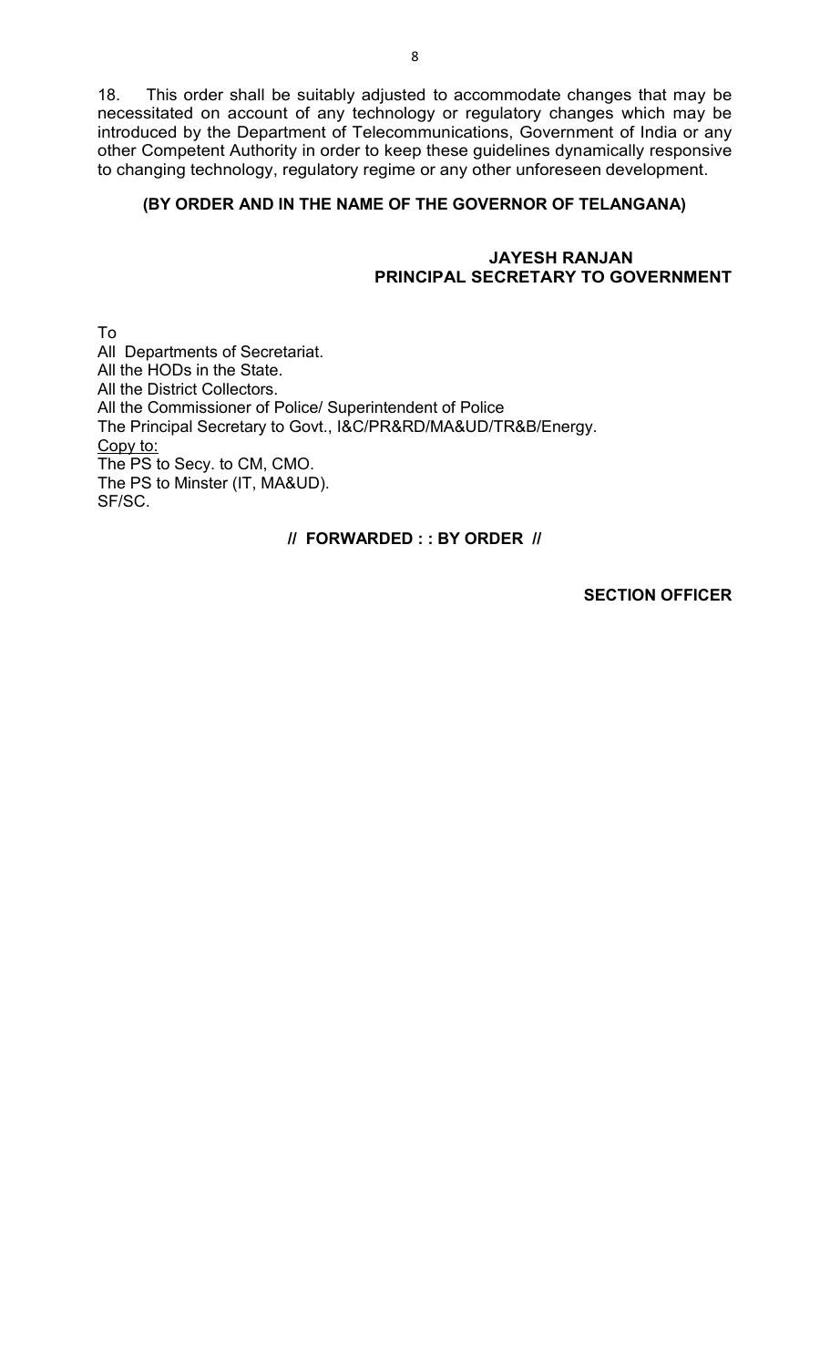18. This order shall be suitably adjusted to accommodate changes that may be necessitated on account of any technology or regulatory changes which may be introduced by the Department of Telecommunications, Government of India or any other Competent Authority in order to keep these guidelines dynamically responsive to changing technology, regulatory regime or any other unforeseen development.

**(BY ORDER AND IN THE NAME OF THE GOVERNOR OF TELANGANA)**

**JAYESH RANJAN**
**PRINCIPAL SECRETARY TO GOVERNMENT**

To
All Departments of Secretariat.
All the HODs in the State.
All the District Collectors.
All the Commissioner of Police/ Superintendent of Police
The Principal Secretary to Govt., I&C/PR&RD/MA&UD/TR&B/Energy.
Copy to:
The PS to Secy. to CM, CMO.
The PS to Minster (IT, MA&UD).
SF/SC.

**// FORWARDED : : BY ORDER //**

**SECTION OFFICER**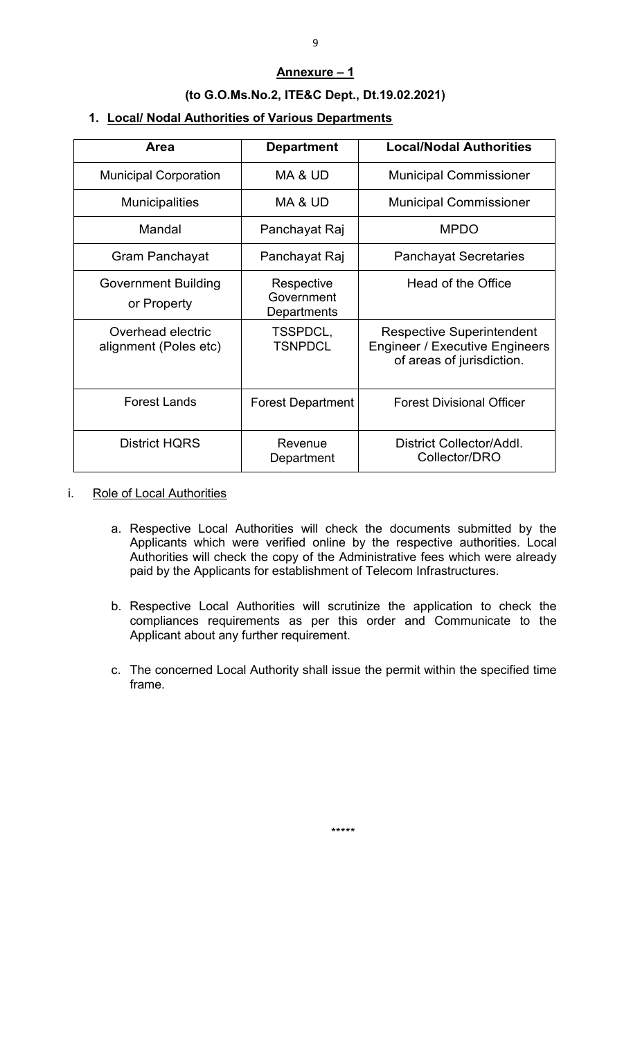## Annexure – 1

### (to G.O.Ms.No.2, ITE&C Dept., Dt.19.02.2021)

### 1. Local/ Nodal Authorities of Various Departments

| Area | Department | Local/Nodal Authorities |
|---|---|---|
| Municipal Corporation | MA & UD | Municipal Commissioner |
| Municipalities | MA & UD | Municipal Commissioner |
| Mandal | Panchayat Raj | MPDO |
| Gram Panchayat | Panchayat Raj | Panchayat Secretaries |
| Government Building or Property | Respective Government Departments | Head of the Office |
| Overhead electric alignment (Poles etc) | TSSPDCL, TSNPDCL | Respective Superintendent Engineer / Executive Engineers of areas of jurisdiction. |
| Forest Lands | Forest Department | Forest Divisional Officer |
| District HQRS | Revenue Department | District Collector/Addl. Collector/DRO |

i. Role of Local Authorities

a. Respective Local Authorities will check the documents submitted by the Applicants which were verified online by the respective authorities. Local Authorities will check the copy of the Administrative fees which were already paid by the Applicants for establishment of Telecom Infrastructures.

b. Respective Local Authorities will scrutinize the application to check the compliances requirements as per this order and Communicate to the Applicant about any further requirement.

c. The concerned Local Authority shall issue the permit within the specified time frame.

*****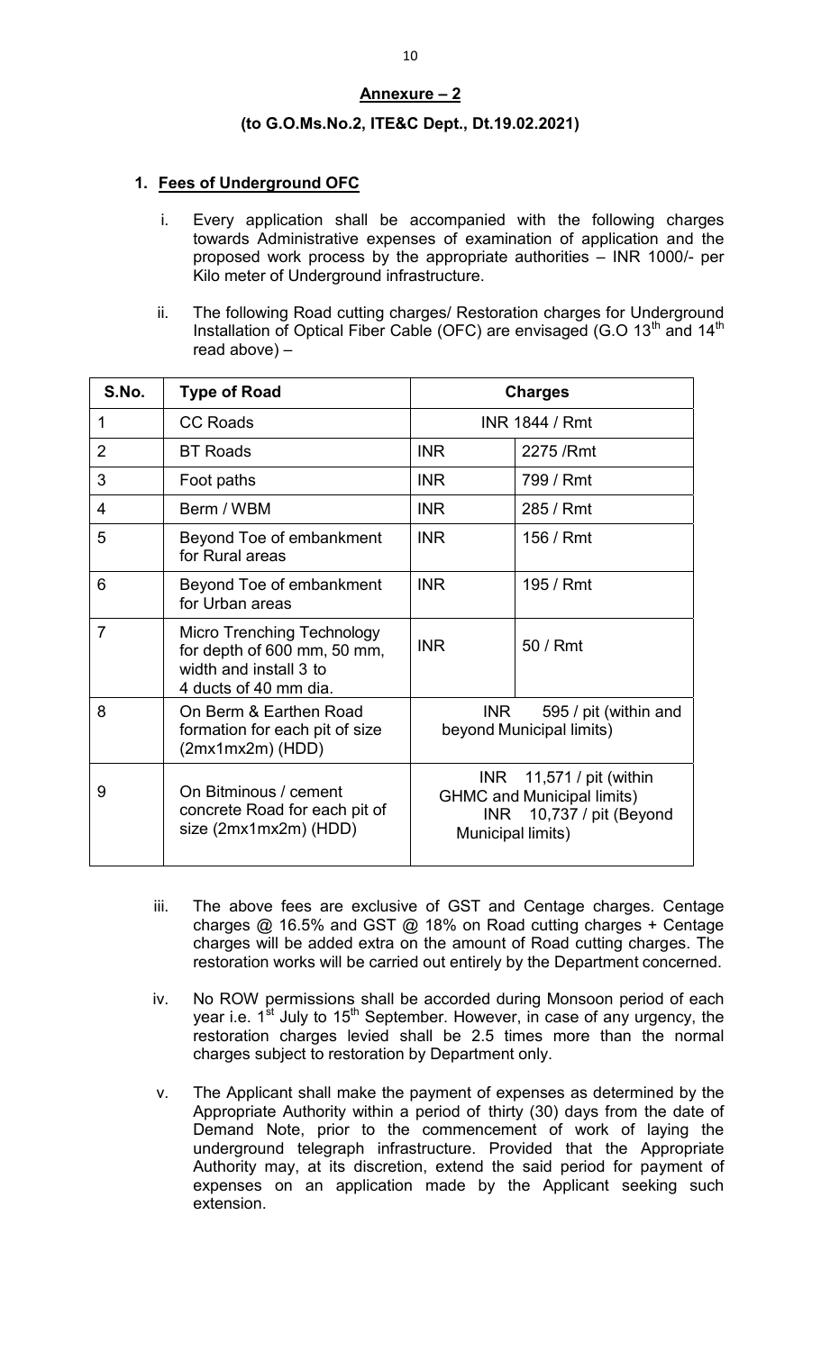## Annexure – 2

**(to G.O.Ms.No.2, ITE&C Dept., Dt.19.02.2021)**

1. **Fees of Underground OFC**

   i. Every application shall be accompanied with the following charges towards Administrative expenses of examination of application and the proposed work process by the appropriate authorities – INR 1000/- per Kilo meter of Underground infrastructure.

   ii. The following Road cutting charges/ Restoration charges for Underground Installation of Optical Fiber Cable (OFC) are envisaged (G.O 13th and 14th read above) –

| S.No. | Type of Road | Charges | |
|---|---|---|---|
| 1 | CC Roads | INR 1844 / Rmt | |
| 2 | BT Roads | INR | 2275 /Rmt |
| 3 | Foot paths | INR | 799 / Rmt |
| 4 | Berm / WBM | INR | 285 / Rmt |
| 5 | Beyond Toe of embankment for Rural areas | INR | 156 / Rmt |
| 6 | Beyond Toe of embankment for Urban areas | INR | 195 / Rmt |
| 7 | Micro Trenching Technology for depth of 600 mm, 50 mm, width and install 3 to 4 ducts of 40 mm dia. | INR | 50 / Rmt |
| 8 | On Berm & Earthen Road formation for each pit of size (2mx1mx2m) (HDD) | INR 595 / pit (within and beyond Municipal limits) | |
| 9 | On Bitminous / cement concrete Road for each pit of size (2mx1mx2m) (HDD) | INR 11,571 / pit (within GHMC and Municipal limits) INR 10,737 / pit (Beyond Municipal limits) | |

   iii. The above fees are exclusive of GST and Centage charges. Centage charges @ 16.5% and GST @ 18% on Road cutting charges + Centage charges will be added extra on the amount of Road cutting charges. The restoration works will be carried out entirely by the Department concerned.

   iv. No ROW permissions shall be accorded during Monsoon period of each year i.e. 1st July to 15th September. However, in case of any urgency, the restoration charges levied shall be 2.5 times more than the normal charges subject to restoration by Department only.

   v. The Applicant shall make the payment of expenses as determined by the Appropriate Authority within a period of thirty (30) days from the date of Demand Note, prior to the commencement of work of laying the underground telegraph infrastructure. Provided that the Appropriate Authority may, at its discretion, extend the said period for payment of expenses on an application made by the Applicant seeking such extension.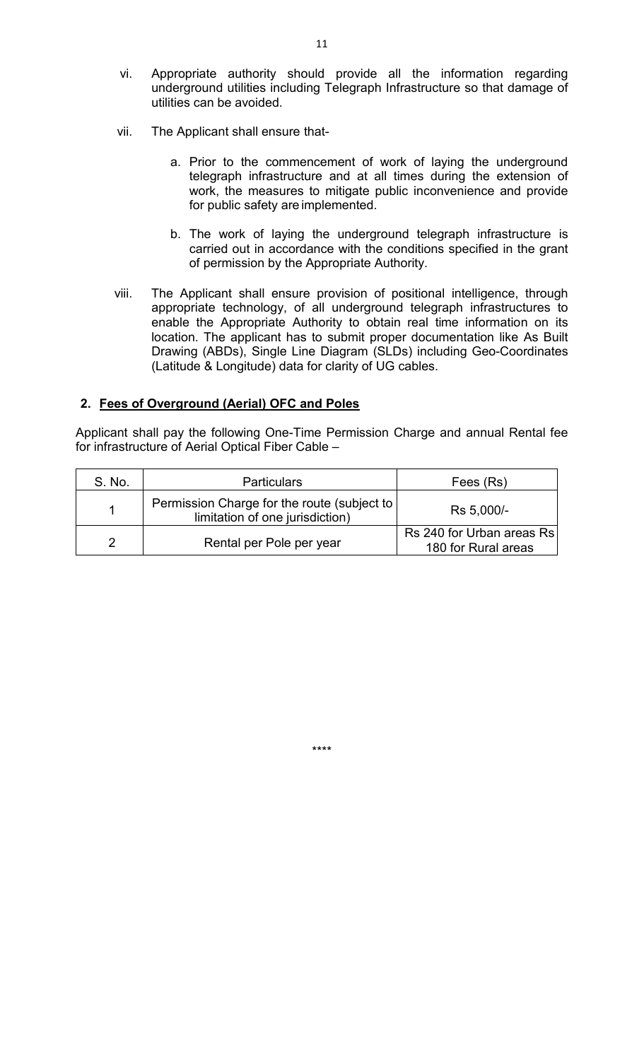vi. Appropriate authority should provide all the information regarding underground utilities including Telegraph Infrastructure so that damage of utilities can be avoided.

vii. The Applicant shall ensure that-

   a. Prior to the commencement of work of laying the underground telegraph infrastructure and at all times during the extension of work, the measures to mitigate public inconvenience and provide for public safety are implemented.

   b. The work of laying the underground telegraph infrastructure is carried out in accordance with the conditions specified in the grant of permission by the Appropriate Authority.

viii. The Applicant shall ensure provision of positional intelligence, through appropriate technology, of all underground telegraph infrastructures to enable the Appropriate Authority to obtain real time information on its location. The applicant has to submit proper documentation like As Built Drawing (ABDs), Single Line Diagram (SLDs) including Geo-Coordinates (Latitude & Longitude) data for clarity of UG cables.

## 2. Fees of Overground (Aerial) OFC and Poles

Applicant shall pay the following One-Time Permission Charge and annual Rental fee for infrastructure of Aerial Optical Fiber Cable –

| S. No. | Particulars | Fees (Rs) |
|---|---|---|
| 1 | Permission Charge for the route (subject to limitation of one jurisdiction) | Rs 5,000/- |
| 2 | Rental per Pole per year | Rs 240 for Urban areas Rs 180 for Rural areas |

\*\*\*\*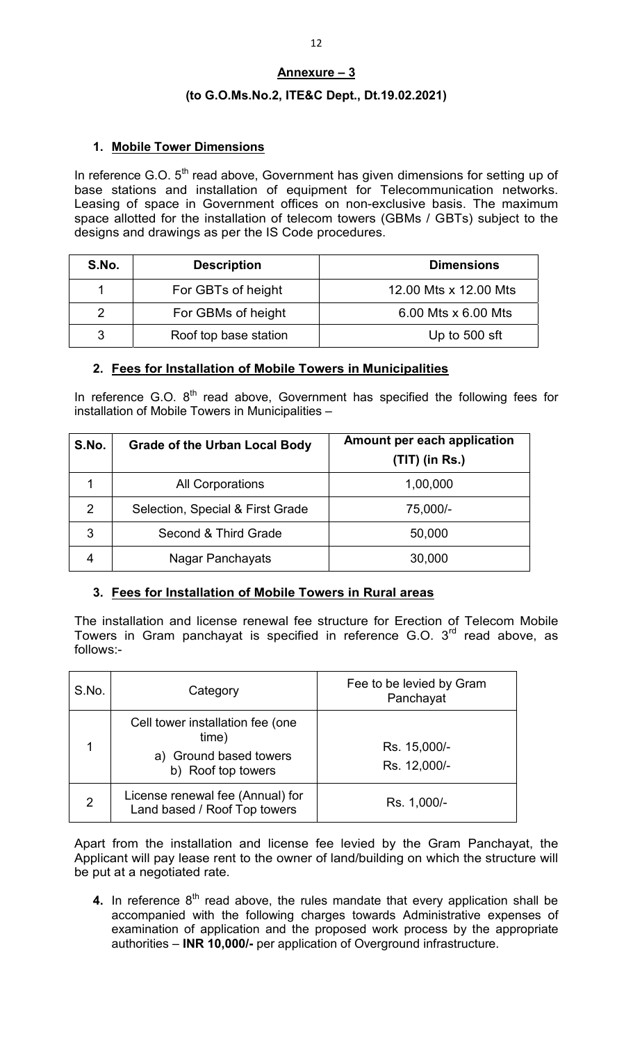## Annexure – 3

### (to G.O.Ms.No.2, ITE&C Dept., Dt.19.02.2021)

### 1. Mobile Tower Dimensions

In reference G.O. 5th read above, Government has given dimensions for setting up of base stations and installation of equipment for Telecommunication networks. Leasing of space in Government offices on non-exclusive basis. The maximum space allotted for the installation of telecom towers (GBMs / GBTs) subject to the designs and drawings as per the IS Code procedures.

| S.No. | Description | Dimensions |
|---|---|---|
| 1 | For GBTs of height | 12.00 Mts x 12.00 Mts |
| 2 | For GBMs of height | 6.00 Mts x 6.00 Mts |
| 3 | Roof top base station | Up to 500 sft |

### 2. Fees for Installation of Mobile Towers in Municipalities

In reference G.O. 8th read above, Government has specified the following fees for installation of Mobile Towers in Municipalities –

| S.No. | Grade of the Urban Local Body | Amount per each application (TIT) (in Rs.) |
|---|---|---|
| 1 | All Corporations | 1,00,000 |
| 2 | Selection, Special & First Grade | 75,000/- |
| 3 | Second & Third Grade | 50,000 |
| 4 | Nagar Panchayats | 30,000 |

### 3. Fees for Installation of Mobile Towers in Rural areas

The installation and license renewal fee structure for Erection of Telecom Mobile Towers in Gram panchayat is specified in reference G.O. 3rd read above, as follows:-

| S.No. | Category | Fee to be levied by Gram Panchayat |
|---|---|---|
| 1 | Cell tower installation fee (one time)<br>a) Ground based towers<br>b) Roof top towers | Rs. 15,000/-<br>Rs. 12,000/- |
| 2 | License renewal fee (Annual) for Land based / Roof Top towers | Rs. 1,000/- |

Apart from the installation and license fee levied by the Gram Panchayat, the Applicant will pay lease rent to the owner of land/building on which the structure will be put at a negotiated rate.

**4.** In reference 8th read above, the rules mandate that every application shall be accompanied with the following charges towards Administrative expenses of examination of application and the proposed work process by the appropriate authorities – **INR 10,000/-** per application of Overground infrastructure.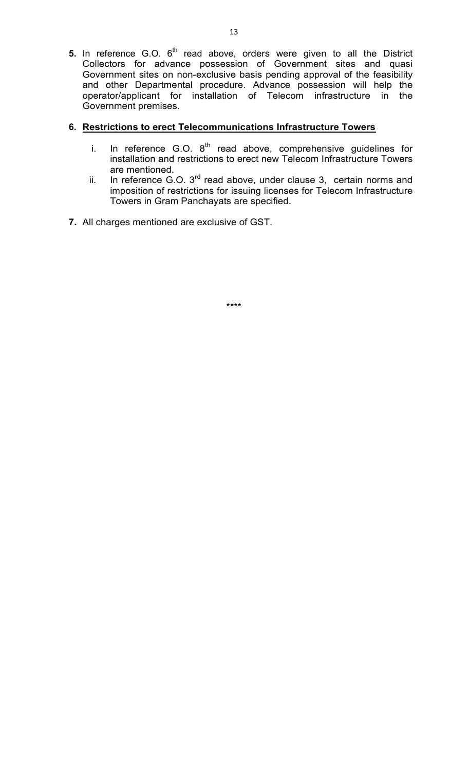**5.** In reference G.O. 6th read above, orders were given to all the District Collectors for advance possession of Government sites and quasi Government sites on non-exclusive basis pending approval of the feasibility and other Departmental procedure. Advance possession will help the operator/applicant for installation of Telecom infrastructure in the Government premises.

**6. Restrictions to erect Telecommunications Infrastructure Towers**

i. In reference G.O. 8th read above, comprehensive guidelines for installation and restrictions to erect new Telecom Infrastructure Towers are mentioned.

ii. In reference G.O. 3rd read above, under clause 3, certain norms and imposition of restrictions for issuing licenses for Telecom Infrastructure Towers in Gram Panchayats are specified.

**7.** All charges mentioned are exclusive of GST.

****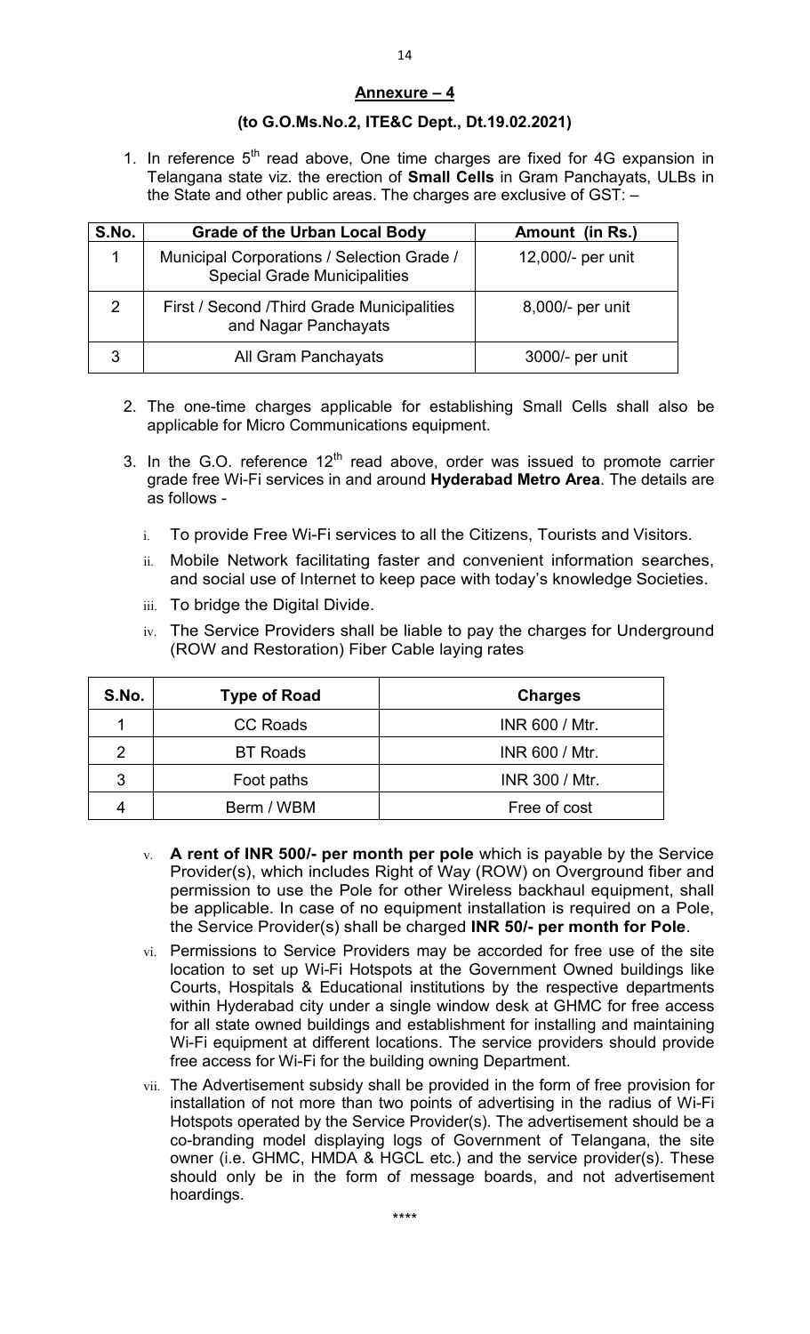## Annexure – 4

**(to G.O.Ms.No.2, ITE&C Dept., Dt.19.02.2021)**

1. In reference 5[th] read above, One time charges are fixed for 4G expansion in Telangana state viz. the erection of **Small Cells** in Gram Panchayats, ULBs in the State and other public areas. The charges are exclusive of GST: –

| S.No. | Grade of the Urban Local Body | Amount (in Rs.) |
|---|---|---|
| 1 | Municipal Corporations / Selection Grade / Special Grade Municipalities | 12,000/- per unit |
| 2 | First / Second /Third Grade Municipalities and Nagar Panchayats | 8,000/- per unit |
| 3 | All Gram Panchayats | 3000/- per unit |

2. The one-time charges applicable for establishing Small Cells shall also be applicable for Micro Communications equipment.

3. In the G.O. reference 12[th] read above, order was issued to promote carrier grade free Wi-Fi services in and around **Hyderabad Metro Area**. The details are as follows -

   i. To provide Free Wi-Fi services to all the Citizens, Tourists and Visitors.

   ii. Mobile Network facilitating faster and convenient information searches, and social use of Internet to keep pace with today's knowledge Societies.

   iii. To bridge the Digital Divide.

   iv. The Service Providers shall be liable to pay the charges for Underground (ROW and Restoration) Fiber Cable laying rates

| S.No. | Type of Road | Charges |
|---|---|---|
| 1 | CC Roads | INR 600 / Mtr. |
| 2 | BT Roads | INR 600 / Mtr. |
| 3 | Foot paths | INR 300 / Mtr. |
| 4 | Berm / WBM | Free of cost |

   v. **A rent of INR 500/- per month per pole** which is payable by the Service Provider(s), which includes Right of Way (ROW) on Overground fiber and permission to use the Pole for other Wireless backhaul equipment, shall be applicable. In case of no equipment installation is required on a Pole, the Service Provider(s) shall be charged **INR 50/- per month for Pole**.

   vi. Permissions to Service Providers may be accorded for free use of the site location to set up Wi-Fi Hotspots at the Government Owned buildings like Courts, Hospitals & Educational institutions by the respective departments within Hyderabad city under a single window desk at GHMC for free access for all state owned buildings and establishment for installing and maintaining Wi-Fi equipment at different locations. The service providers should provide free access for Wi-Fi for the building owning Department.

   vii. The Advertisement subsidy shall be provided in the form of free provision for installation of not more than two points of advertising in the radius of Wi-Fi Hotspots operated by the Service Provider(s). The advertisement should be a co-branding model displaying logs of Government of Telangana, the site owner (i.e. GHMC, HMDA & HGCL etc.) and the service provider(s). These should only be in the form of message boards, and not advertisement hoardings.

\*\*\*\*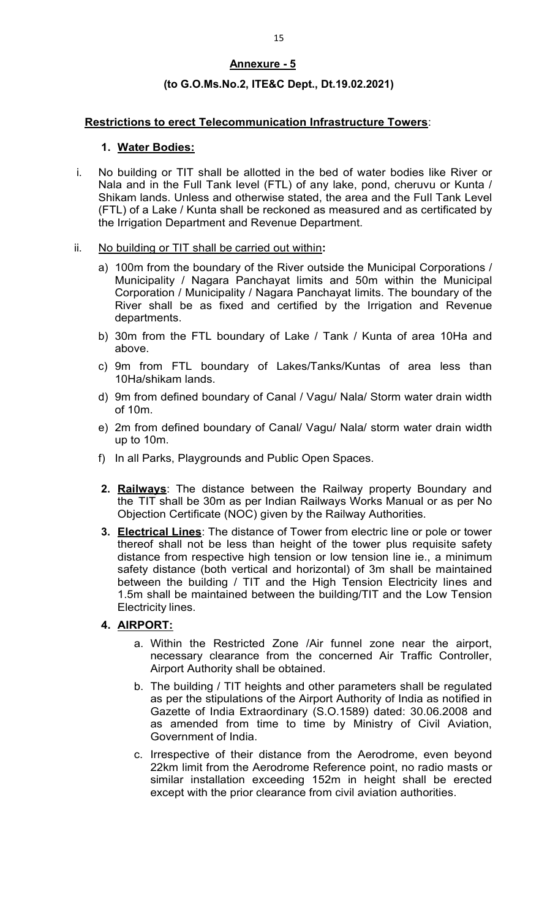**Annexure - 5**

**(to G.O.Ms.No.2, ITE&C Dept., Dt.19.02.2021)**

**Restrictions to erect Telecommunication Infrastructure Towers**:

**1. Water Bodies:**

i. No building or TIT shall be allotted in the bed of water bodies like River or Nala and in the Full Tank level (FTL) of any lake, pond, cheruvu or Kunta / Shikam lands. Unless and otherwise stated, the area and the Full Tank Level (FTL) of a Lake / Kunta shall be reckoned as measured and as certificated by the Irrigation Department and Revenue Department.

ii. No building or TIT shall be carried out within**:**

a) 100m from the boundary of the River outside the Municipal Corporations / Municipality / Nagara Panchayat limits and 50m within the Municipal Corporation / Municipality / Nagara Panchayat limits. The boundary of the River shall be as fixed and certified by the Irrigation and Revenue departments.

b) 30m from the FTL boundary of Lake / Tank / Kunta of area 10Ha and above.

c) 9m from FTL boundary of Lakes/Tanks/Kuntas of area less than 10Ha/shikam lands.

d) 9m from defined boundary of Canal / Vagu/ Nala/ Storm water drain width of 10m.

e) 2m from defined boundary of Canal/ Vagu/ Nala/ storm water drain width up to 10m.

f) In all Parks, Playgrounds and Public Open Spaces.

**2. Railways**: The distance between the Railway property Boundary and the TIT shall be 30m as per Indian Railways Works Manual or as per No Objection Certificate (NOC) given by the Railway Authorities.

**3. Electrical Lines**: The distance of Tower from electric line or pole or tower thereof shall not be less than height of the tower plus requisite safety distance from respective high tension or low tension line ie., a minimum safety distance (both vertical and horizontal) of 3m shall be maintained between the building / TIT and the High Tension Electricity lines and 1.5m shall be maintained between the building/TIT and the Low Tension Electricity lines.

**4. AIRPORT:**

a. Within the Restricted Zone /Air funnel zone near the airport, necessary clearance from the concerned Air Traffic Controller, Airport Authority shall be obtained.

b. The building / TIT heights and other parameters shall be regulated as per the stipulations of the Airport Authority of India as notified in Gazette of India Extraordinary (S.O.1589) dated: 30.06.2008 and as amended from time to time by Ministry of Civil Aviation, Government of India.

c. Irrespective of their distance from the Aerodrome, even beyond 22km limit from the Aerodrome Reference point, no radio masts or similar installation exceeding 152m in height shall be erected except with the prior clearance from civil aviation authorities.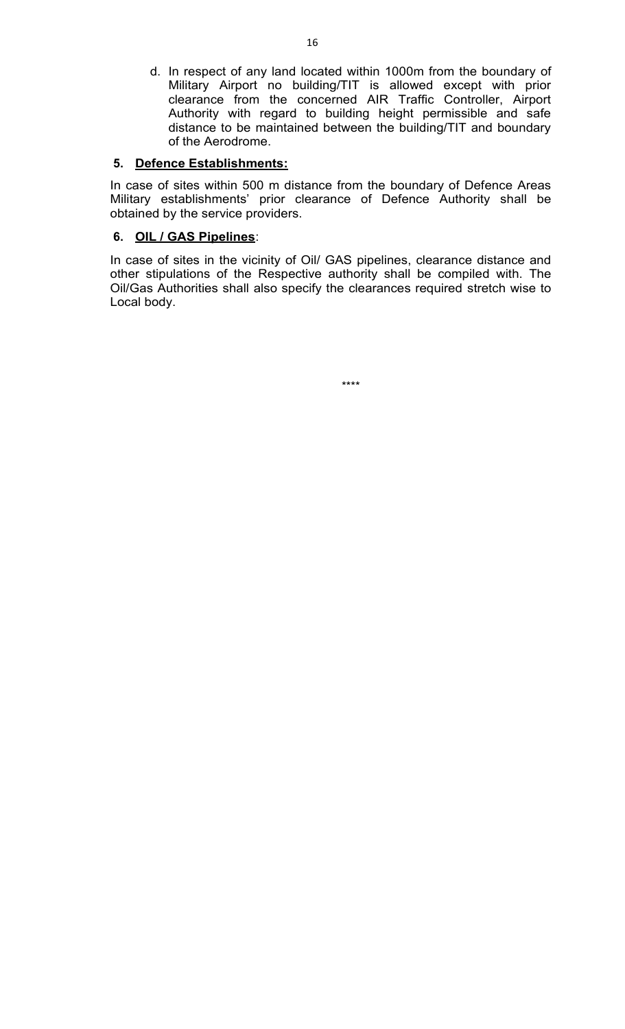d. In respect of any land located within 1000m from the boundary of Military Airport no building/TIT is allowed except with prior clearance from the concerned AIR Traffic Controller, Airport Authority with regard to building height permissible and safe distance to be maintained between the building/TIT and boundary of the Aerodrome.

**5. <u>Defence Establishments:</u>**

In case of sites within 500 m distance from the boundary of Defence Areas Military establishments' prior clearance of Defence Authority shall be obtained by the service providers.

**6. <u>OIL / GAS Pipelines</u>**:

In case of sites in the vicinity of Oil/ GAS pipelines, clearance distance and other stipulations of the Respective authority shall be compiled with. The Oil/Gas Authorities shall also specify the clearances required stretch wise to Local body.

****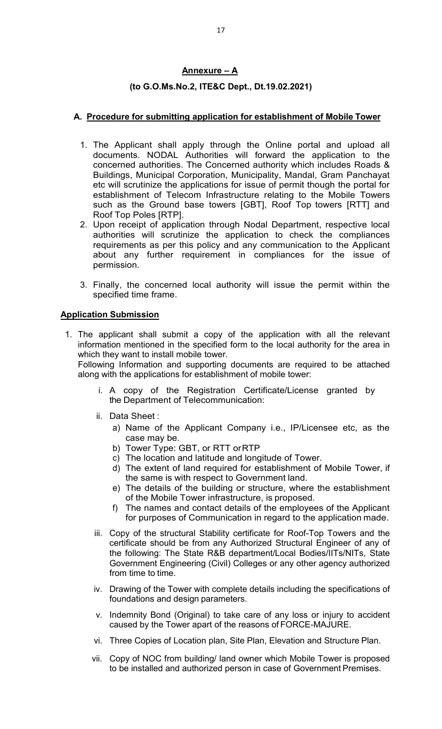## Annexure – A

**(to G.O.Ms.No.2, ITE&C Dept., Dt.19.02.2021)**

### A. Procedure for submitting application for establishment of Mobile Tower

1. The Applicant shall apply through the Online portal and upload all documents. NODAL Authorities will forward the application to the concerned authorities. The Concerned authority which includes Roads & Buildings, Municipal Corporation, Municipality, Mandal, Gram Panchayat etc will scrutinize the applications for issue of permit though the portal for establishment of Telecom Infrastructure relating to the Mobile Towers such as the Ground base towers [GBT], Roof Top towers [RTT] and Roof Top Poles [RTP].
2. Upon receipt of application through Nodal Department, respective local authorities will scrutinize the application to check the compliances requirements as per this policy and any communication to the Applicant about any further requirement in compliances for the issue of permission.
3. Finally, the concerned local authority will issue the permit within the specified time frame.

**Application Submission**

1. The applicant shall submit a copy of the application with all the relevant information mentioned in the specified form to the local authority for the area in which they want to install mobile tower.

   Following Information and supporting documents are required to be attached along with the applications for establishment of mobile tower:

   i. A copy of the Registration Certificate/License granted by the Department of Telecommunication:

   ii. Data Sheet :
      a) Name of the Applicant Company i.e., IP/Licensee etc, as the case may be.
      b) Tower Type: GBT, or RTT or RTP
      c) The location and latitude and longitude of Tower.
      d) The extent of land required for establishment of Mobile Tower, if the same is with respect to Government land.
      e) The details of the building or structure, where the establishment of the Mobile Tower infrastructure, is proposed.
      f) The names and contact details of the employees of the Applicant for purposes of Communication in regard to the application made.

   iii. Copy of the structural Stability certificate for Roof-Top Towers and the certificate should be from any Authorized Structural Engineer of any of the following: The State R&B department/Local Bodies/IITs/NITs, State Government Engineering (Civil) Colleges or any other agency authorized from time to time.

   iv. Drawing of the Tower with complete details including the specifications of foundations and design parameters.

   v. Indemnity Bond (Original) to take care of any loss or injury to accident caused by the Tower apart of the reasons of FORCE-MAJURE.

   vi. Three Copies of Location plan, Site Plan, Elevation and Structure Plan.

   vii. Copy of NOC from building/ land owner which Mobile Tower is proposed to be installed and authorized person in case of Government Premises.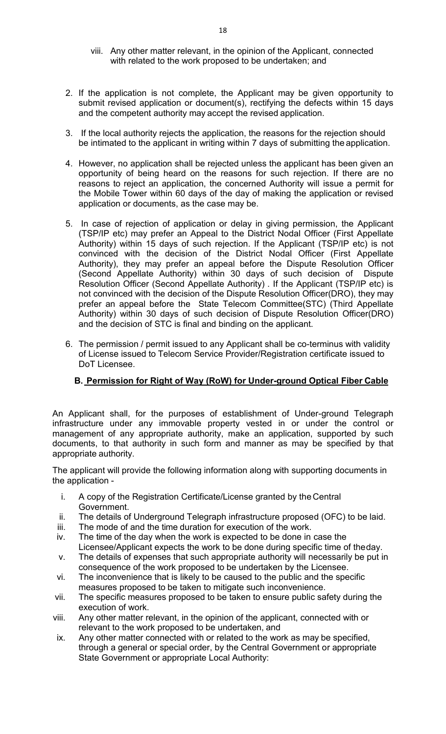viii. Any other matter relevant, in the opinion of the Applicant, connected with related to the work proposed to be undertaken; and

2. If the application is not complete, the Applicant may be given opportunity to submit revised application or document(s), rectifying the defects within 15 days and the competent authority may accept the revised application.

3. If the local authority rejects the application, the reasons for the rejection should be intimated to the applicant in writing within 7 days of submitting the application.

4. However, no application shall be rejected unless the applicant has been given an opportunity of being heard on the reasons for such rejection. If there are no reasons to reject an application, the concerned Authority will issue a permit for the Mobile Tower within 60 days of the day of making the application or revised application or documents, as the case may be.

5. In case of rejection of application or delay in giving permission, the Applicant (TSP/IP etc) may prefer an Appeal to the District Nodal Officer (First Appellate Authority) within 15 days of such rejection. If the Applicant (TSP/IP etc) is not convinced with the decision of the District Nodal Officer (First Appellate Authority), they may prefer an appeal before the Dispute Resolution Officer (Second Appellate Authority) within 30 days of such decision of Dispute Resolution Officer (Second Appellate Authority) . If the Applicant (TSP/IP etc) is not convinced with the decision of the Dispute Resolution Officer(DRO), they may prefer an appeal before the State Telecom Committee(STC) (Third Appellate Authority) within 30 days of such decision of Dispute Resolution Officer(DRO) and the decision of STC is final and binding on the applicant.

6. The permission / permit issued to any Applicant shall be co-terminus with validity of License issued to Telecom Service Provider/Registration certificate issued to DoT Licensee.

### B. Permission for Right of Way (RoW) for Under-ground Optical Fiber Cable

An Applicant shall, for the purposes of establishment of Under-ground Telegraph infrastructure under any immovable property vested in or under the control or management of any appropriate authority, make an application, supported by such documents, to that authority in such form and manner as may be specified by that appropriate authority.

The applicant will provide the following information along with supporting documents in the application -

i. A copy of the Registration Certificate/License granted by the Central Government.
ii. The details of Underground Telegraph infrastructure proposed (OFC) to be laid.
iii. The mode of and the time duration for execution of the work.
iv. The time of the day when the work is expected to be done in case the Licensee/Applicant expects the work to be done during specific time of the day.
v. The details of expenses that such appropriate authority will necessarily be put in consequence of the work proposed to be undertaken by the Licensee.
vi. The inconvenience that is likely to be caused to the public and the specific measures proposed to be taken to mitigate such inconvenience.
vii. The specific measures proposed to be taken to ensure public safety during the execution of work.
viii. Any other matter relevant, in the opinion of the applicant, connected with or relevant to the work proposed to be undertaken, and
ix. Any other matter connected with or related to the work as may be specified, through a general or special order, by the Central Government or appropriate State Government or appropriate Local Authority: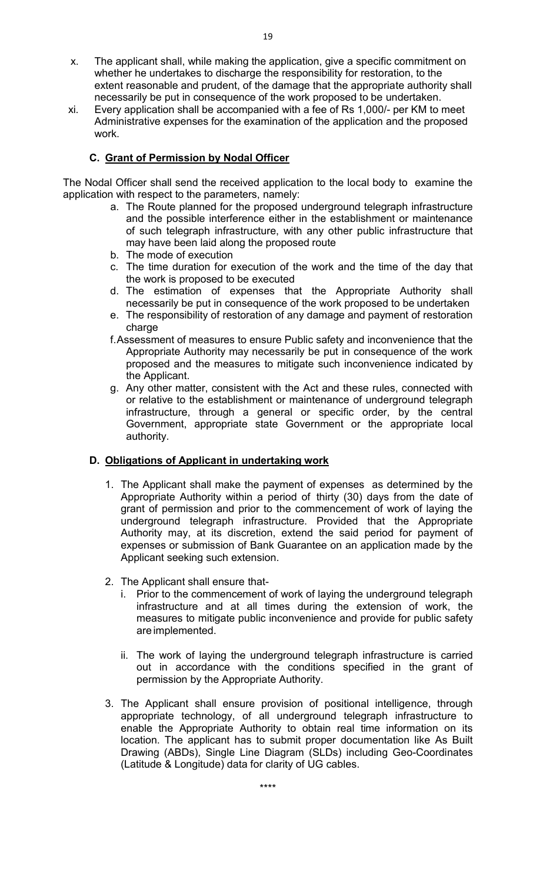x. The applicant shall, while making the application, give a specific commitment on whether he undertakes to discharge the responsibility for restoration, to the extent reasonable and prudent, of the damage that the appropriate authority shall necessarily be put in consequence of the work proposed to be undertaken.

xi. Every application shall be accompanied with a fee of Rs 1,000/- per KM to meet Administrative expenses for the examination of the application and the proposed work.

### C. Grant of Permission by Nodal Officer

The Nodal Officer shall send the received application to the local body to examine the application with respect to the parameters, namely:

a. The Route planned for the proposed underground telegraph infrastructure and the possible interference either in the establishment or maintenance of such telegraph infrastructure, with any other public infrastructure that may have been laid along the proposed route

b. The mode of execution

c. The time duration for execution of the work and the time of the day that the work is proposed to be executed

d. The estimation of expenses that the Appropriate Authority shall necessarily be put in consequence of the work proposed to be undertaken

e. The responsibility of restoration of any damage and payment of restoration charge

f. Assessment of measures to ensure Public safety and inconvenience that the Appropriate Authority may necessarily be put in consequence of the work proposed and the measures to mitigate such inconvenience indicated by the Applicant.

g. Any other matter, consistent with the Act and these rules, connected with or relative to the establishment or maintenance of underground telegraph infrastructure, through a general or specific order, by the central Government, appropriate state Government or the appropriate local authority.

### D. Obligations of Applicant in undertaking work

1. The Applicant shall make the payment of expenses as determined by the Appropriate Authority within a period of thirty (30) days from the date of grant of permission and prior to the commencement of work of laying the underground telegraph infrastructure. Provided that the Appropriate Authority may, at its discretion, extend the said period for payment of expenses or submission of Bank Guarantee on an application made by the Applicant seeking such extension.

2. The Applicant shall ensure that-

   i. Prior to the commencement of work of laying the underground telegraph infrastructure and at all times during the extension of work, the measures to mitigate public inconvenience and provide for public safety are implemented.

   ii. The work of laying the underground telegraph infrastructure is carried out in accordance with the conditions specified in the grant of permission by the Appropriate Authority.

3. The Applicant shall ensure provision of positional intelligence, through appropriate technology, of all underground telegraph infrastructure to enable the Appropriate Authority to obtain real time information on its location. The applicant has to submit proper documentation like As Built Drawing (ABDs), Single Line Diagram (SLDs) including Geo-Coordinates (Latitude & Longitude) data for clarity of UG cables.

\*\*\*\*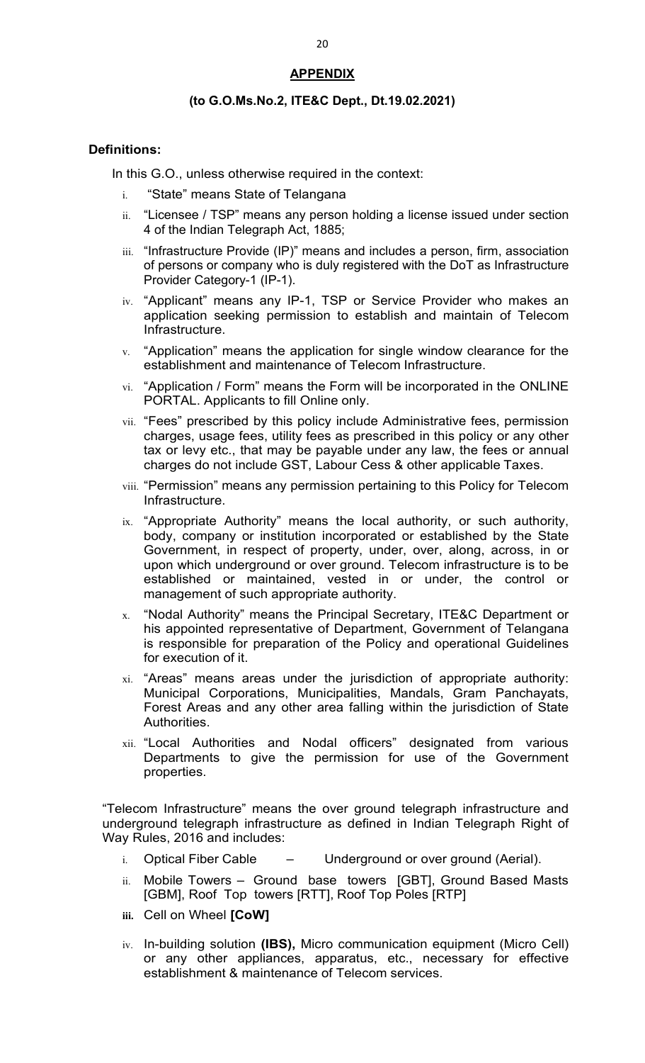## APPENDIX

**(to G.O.Ms.No.2, ITE&C Dept., Dt.19.02.2021)**

**Definitions:**

In this G.O., unless otherwise required in the context:

i. "State" means State of Telangana

ii. "Licensee / TSP" means any person holding a license issued under section 4 of the Indian Telegraph Act, 1885;

iii. "Infrastructure Provide (IP)" means and includes a person, firm, association of persons or company who is duly registered with the DoT as Infrastructure Provider Category-1 (IP-1).

iv. "Applicant" means any IP-1, TSP or Service Provider who makes an application seeking permission to establish and maintain of Telecom Infrastructure.

v. "Application" means the application for single window clearance for the establishment and maintenance of Telecom Infrastructure.

vi. "Application / Form" means the Form will be incorporated in the ONLINE PORTAL. Applicants to fill Online only.

vii. "Fees" prescribed by this policy include Administrative fees, permission charges, usage fees, utility fees as prescribed in this policy or any other tax or levy etc., that may be payable under any law, the fees or annual charges do not include GST, Labour Cess & other applicable Taxes.

viii. "Permission" means any permission pertaining to this Policy for Telecom Infrastructure.

ix. "Appropriate Authority" means the local authority, or such authority, body, company or institution incorporated or established by the State Government, in respect of property, under, over, along, across, in or upon which underground or over ground. Telecom infrastructure is to be established or maintained, vested in or under, the control or management of such appropriate authority.

x. "Nodal Authority" means the Principal Secretary, ITE&C Department or his appointed representative of Department, Government of Telangana is responsible for preparation of the Policy and operational Guidelines for execution of it.

xi. "Areas" means areas under the jurisdiction of appropriate authority: Municipal Corporations, Municipalities, Mandals, Gram Panchayats, Forest Areas and any other area falling within the jurisdiction of State Authorities.

xii. "Local Authorities and Nodal officers" designated from various Departments to give the permission for use of the Government properties.

"Telecom Infrastructure" means the over ground telegraph infrastructure and underground telegraph infrastructure as defined in Indian Telegraph Right of Way Rules, 2016 and includes:

i. Optical Fiber Cable – Underground or over ground (Aerial).

ii. Mobile Towers – Ground base towers [GBT], Ground Based Masts [GBM], Roof Top towers [RTT], Roof Top Poles [RTP]

**iii.** Cell on Wheel **[CoW]**

iv. In-building solution **(IBS),** Micro communication equipment (Micro Cell) or any other appliances, apparatus, etc., necessary for effective establishment & maintenance of Telecom services.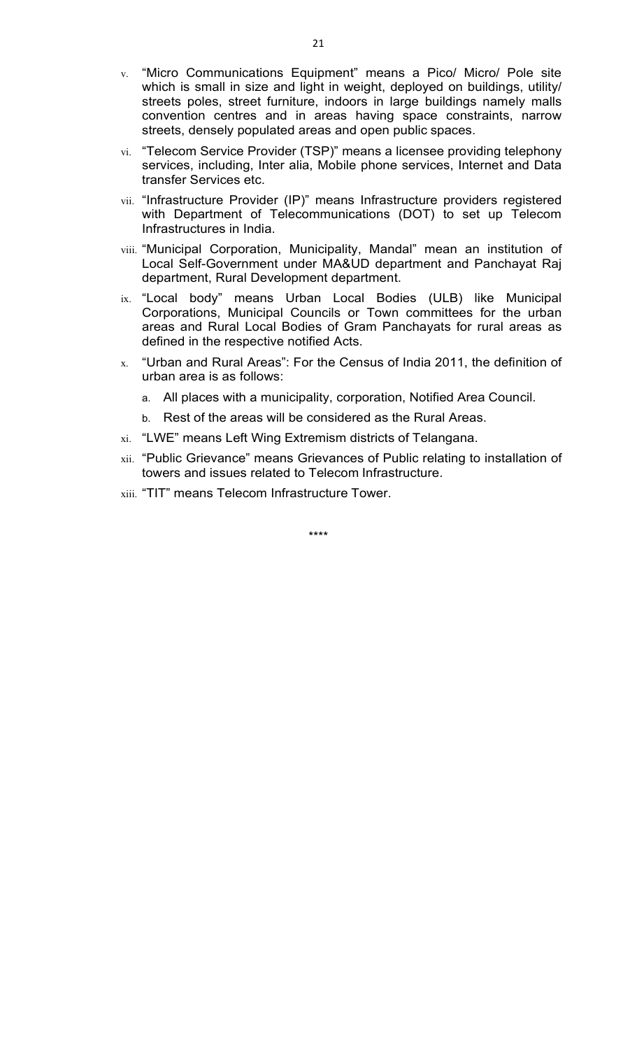v. "Micro Communications Equipment" means a Pico/ Micro/ Pole site which is small in size and light in weight, deployed on buildings, utility/ streets poles, street furniture, indoors in large buildings namely malls convention centres and in areas having space constraints, narrow streets, densely populated areas and open public spaces.

vi. "Telecom Service Provider (TSP)" means a licensee providing telephony services, including, Inter alia, Mobile phone services, Internet and Data transfer Services etc.

vii. "Infrastructure Provider (IP)" means Infrastructure providers registered with Department of Telecommunications (DOT) to set up Telecom Infrastructures in India.

viii. "Municipal Corporation, Municipality, Mandal" mean an institution of Local Self-Government under MA&UD department and Panchayat Raj department, Rural Development department.

ix. "Local body" means Urban Local Bodies (ULB) like Municipal Corporations, Municipal Councils or Town committees for the urban areas and Rural Local Bodies of Gram Panchayats for rural areas as defined in the respective notified Acts.

x. "Urban and Rural Areas": For the Census of India 2011, the definition of urban area is as follows:

   a. All places with a municipality, corporation, Notified Area Council.

   b. Rest of the areas will be considered as the Rural Areas.

xi. "LWE" means Left Wing Extremism districts of Telangana.

xii. "Public Grievance" means Grievances of Public relating to installation of towers and issues related to Telecom Infrastructure.

xiii. "TIT" means Telecom Infrastructure Tower.

****